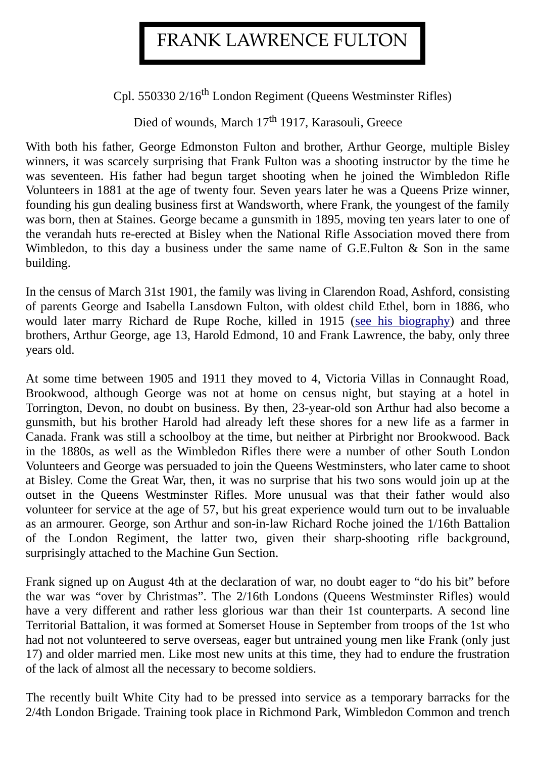# FRANK LAWRENCE FULTON

Cpl. 550330 2/16th London Regiment (Queens Westminster Rifles)

Died of wounds, March 17th 1917, Karasouli, Greece

With both his father, George Edmonston Fulton and brother, Arthur George, multiple Bisley winners, it was scarcely surprising that Frank Fulton was a shooting instructor by the time he was seventeen. His father had begun target shooting when he joined the Wimbledon Rifle Volunteers in 1881 at the age of twenty four. Seven years later he was a Queens Prize winner, founding his gun dealing business first at Wandsworth, where Frank, the youngest of the family was born, then at Staines. George became a gunsmith in 1895, moving ten years later to one of the verandah huts re-erected at Bisley when the National Rifle Association moved there from Wimbledon, to this day a business under the same name of G.E.Fulton & Son in the same building.

In the census of March 31st 1901, the family was living in Clarendon Road, Ashford, consisting of parents George and Isabella Lansdown Fulton, with oldest child Ethel, born in 1886, who would later marry Richard de Rupe Roche, killed in 1915 (see his biography) and three brothers, Arthur George, age 13, Harold Edmond, 10 and Frank Lawrence, the baby, only three years old.

At some time between 1905 and 1911 they moved to 4, Victoria Villas in Connaught Road, Brookwood, although George was not at home on census night, but staying at a hotel in Torrington, Devon, no doubt on business. By then, 23-year-old son Arthur had also become a gunsmith, but his brother Harold had already left these shores for a new life as a farmer in Canada. Frank was still a schoolboy at the time, but neither at Pirbright nor Brookwood. Back in the 1880s, as well as the Wimbledon Rifles there were a number of other South London Volunteers and George was persuaded to join the Queens Westminsters, who later came to shoot at Bisley. Come the Great War, then, it was no surprise that his two sons would join up at the outset in the Queens Westminster Rifles. More unusual was that their father would also volunteer for service at the age of 57, but his great experience would turn out to be invaluable as an armourer. George, son Arthur and son-in-law Richard Roche joined the 1/16th Battalion of the London Regiment, the latter two, given their sharp-shooting rifle background, surprisingly attached to the Machine Gun Section.

Frank signed up on August 4th at the declaration of war, no doubt eager to "do his bit" before the war was "over by Christmas". The 2/16th Londons (Queens Westminster Rifles) would have a very different and rather less glorious war than their 1st counterparts. A second line Territorial Battalion, it was formed at Somerset House in September from troops of the 1st who had not not volunteered to serve overseas, eager but untrained young men like Frank (only just 17) and older married men. Like most new units at this time, they had to endure the frustration of the lack of almost all the necessary to become soldiers.

The recently built White City had to be pressed into service as a temporary barracks for the 2/4th London Brigade. Training took place in Richmond Park, Wimbledon Common and trench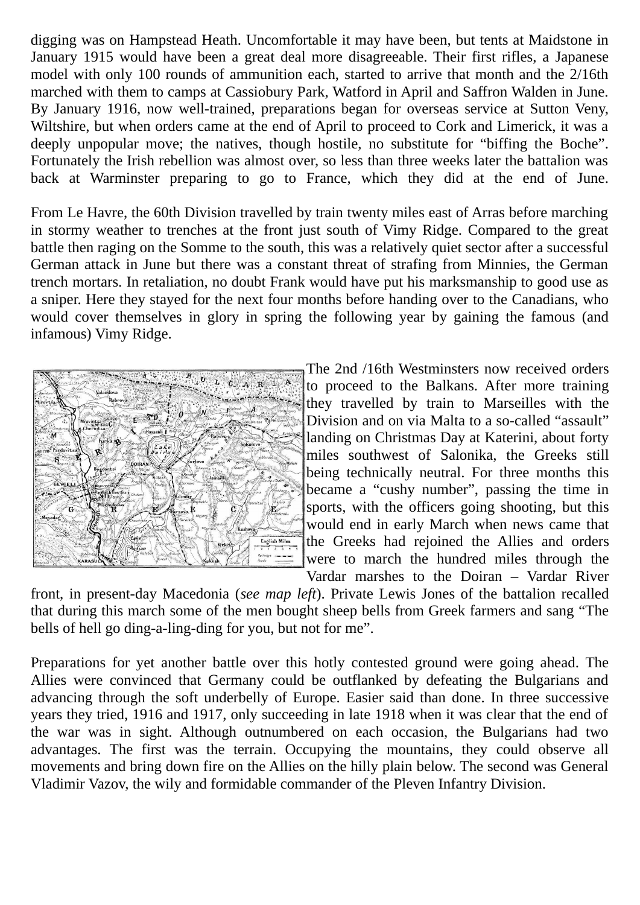digging was on Hampstead Heath. Uncomfortable it may have been, but tents at Maidstone in January 1915 would have been a great deal more disagreeable. Their first rifles, a Japanese model with only 100 rounds of ammunition each, started to arrive that month and the 2/16th marched with them to camps at Cassiobury Park, Watford in April and Saffron Walden in June. By January 1916, now well-trained, preparations began for overseas service at Sutton Veny, Wiltshire, but when orders came at the end of April to proceed to Cork and Limerick, it was a deeply unpopular move; the natives, though hostile, no substitute for "biffing the Boche". Fortunately the Irish rebellion was almost over, so less than three weeks later the battalion was back at Warminster preparing to go to France, which they did at the end of June.

From Le Havre, the 60th Division travelled by train twenty miles east of Arras before marching in stormy weather to trenches at the front just south of Vimy Ridge. Compared to the great battle then raging on the Somme to the south, this was a relatively quiet sector after a successful German attack in June but there was a constant threat of strafing from Minnies, the German trench mortars. In retaliation, no doubt Frank would have put his marksmanship to good use as a sniper. Here they stayed for the next four months before handing over to the Canadians, who would cover themselves in glory in spring the following year by gaining the famous (and infamous) Vimy Ridge.

The 2nd /16th Westminsters now received orders to proceed to the Balkans. After more training they travelled by train to Marseilles with the Division and on via Malta to a so-called "assault" landing on Christmas Day at Katerini, about forty miles southwest of Salonika, the Greeks still being technically neutral. For three months this became a "cushy number", passing the time in sports, with the officers going shooting, but this would end in early March when news came that the Greeks had rejoined the Allies and orders were to march the hundred miles through the Vardar marshes to the Doiran – Vardar River front, in present-day Macedonia (*see map left*). Private Lewis Jones of the battalion recalled that during this march some of the men bought sheep bells from Greek farmers and sang "The bells of hell go ding-a-ling-ding for you, but not for me".

Preparations for yet another battle over this hotly contested ground were going ahead. The Allies were convinced that Germany could be outflanked by defeating the Bulgarians and advancing through the soft underbelly of Europe. Easier said than done. In three successive years they tried, 1916 and 1917, only succeeding in late 1918 when it was clear that the end of the war was in sight. Although outnumbered on each occasion, the Bulgarians had two advantages. The first was the terrain. Occupying the mountains, they could observe all movements and bring down fire on the Allies on the hilly plain below. The second was General Vladimir Vazov, the wily and formidable commander of the Pleven Infantry Division.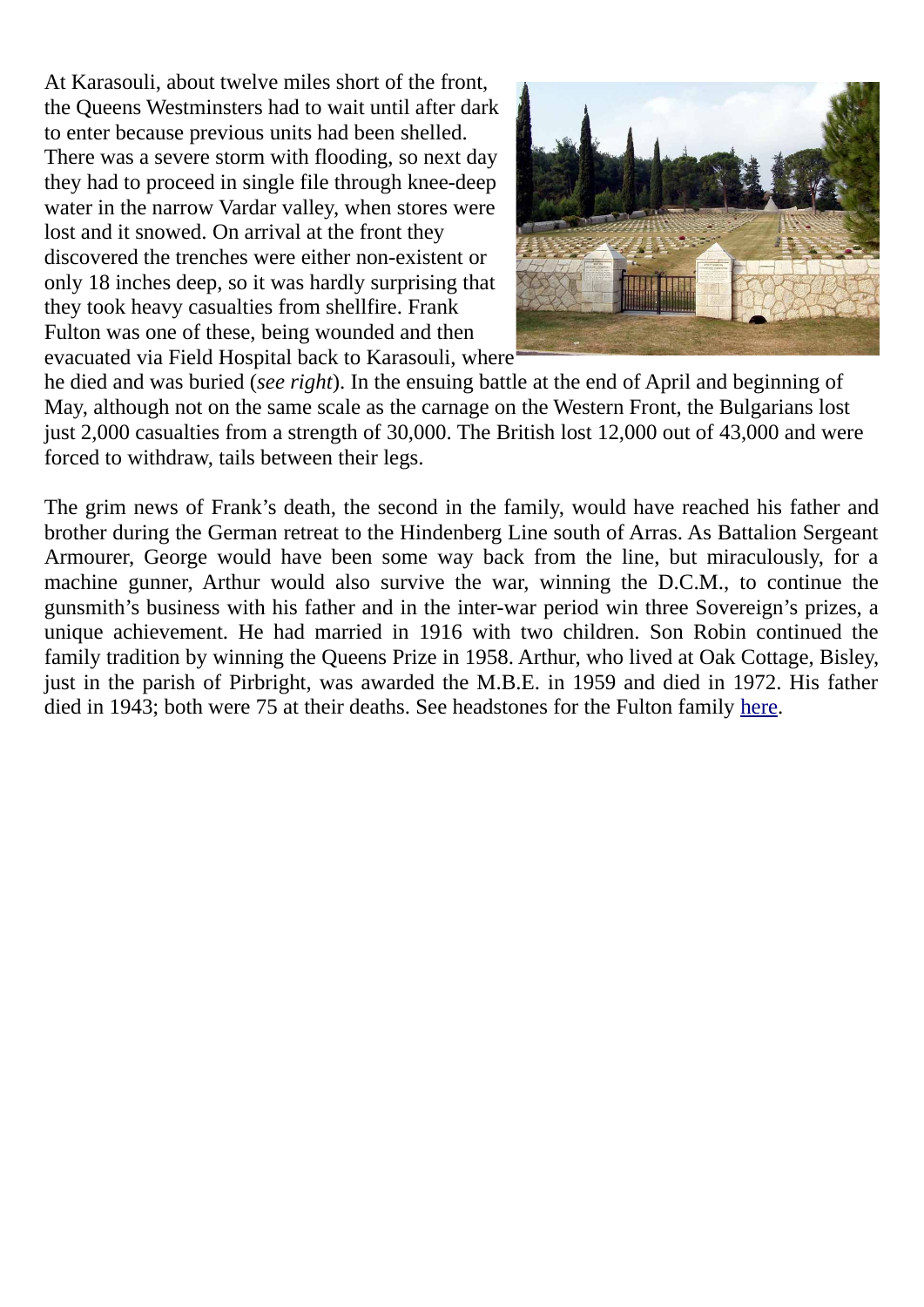At Karasouli, about twelve miles short of the front, the Queens Westminsters had to wait until after dark to enter because previous units had been shelled. There was a severe storm with flooding, so next day they had to proceed in single file through knee-deep water in the narrow Vardar valley, when stores were lost and it snowed. On arrival at the front they discovered the trenches were either non-existent or only 18 inches deep, so it was hardly surprising that they took heavy casualties from shellfire. Frank Fulton was one of these, being wounded and then evacuated via Field Hospital back to Karasouli, where he died and was buried (*see right*). In the ensuing battle at the end of April and beginning of May, although not on the same scale as the carnage on the Western Front, the Bulgarians lost just 2,000 casualties from a strength of 30,000. The British lost 12,000 out of 43,000 and were forced to withdraw, tails between their legs.

The grim news of Frank's death, the second in the family, would have reached his father and brother during the German retreat to the Hindenberg Line south of Arras. As Battalion Sergeant Armourer, George would have been some way back from the line, but miraculously, for a machine gunner, Arthur would also survive the war, winning the D.C.M., to continue the gunsmith's business with his father and in the inter-war period win three Sovereign's prizes, a unique achievement. He had married in 1916 with two children. Son Robin continued the family tradition by winning the Queens Prize in 1958. Arthur, who lived at Oak Cottage, Bisley, just in the parish of Pirbright, was awarded the M.B.E. in 1959 and died in 1972. His father died in 1943; both were 75 at their deaths. See headstones for the Fulton family here.